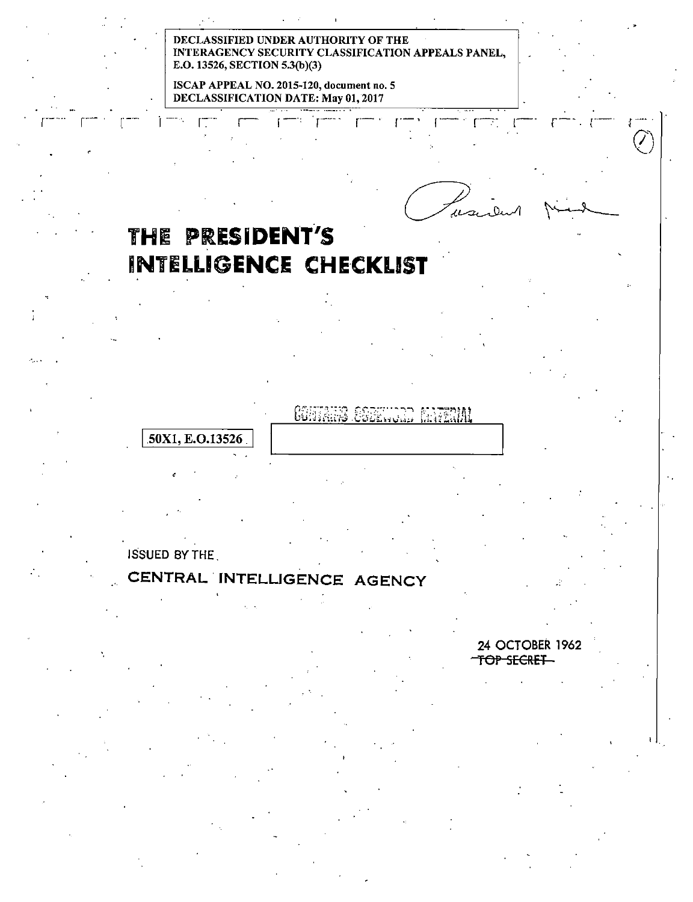DECLASSIFIED UNDER AUTHORITY OF THE INTERAGENCY SECURITY CLASSIFICATION APPEALS PANEL, E.O. 13526, SECTION 5.3(b)(3)

ISCAP APPEAL NO. 2015-120, document no. 5
DECLASSIFICATION DATE: May 01, 2017

President Read

# THE PRESIDENT'S INTELLIGENCE CHECKLIST

CONTAINS CODEWORD MATERIAL

50X1, E.O.13526

ISSUED BY THE

CENTRAL INTELLIGENCE AGENCY

24 OCTOBER 1962

~~TOP SECRET~~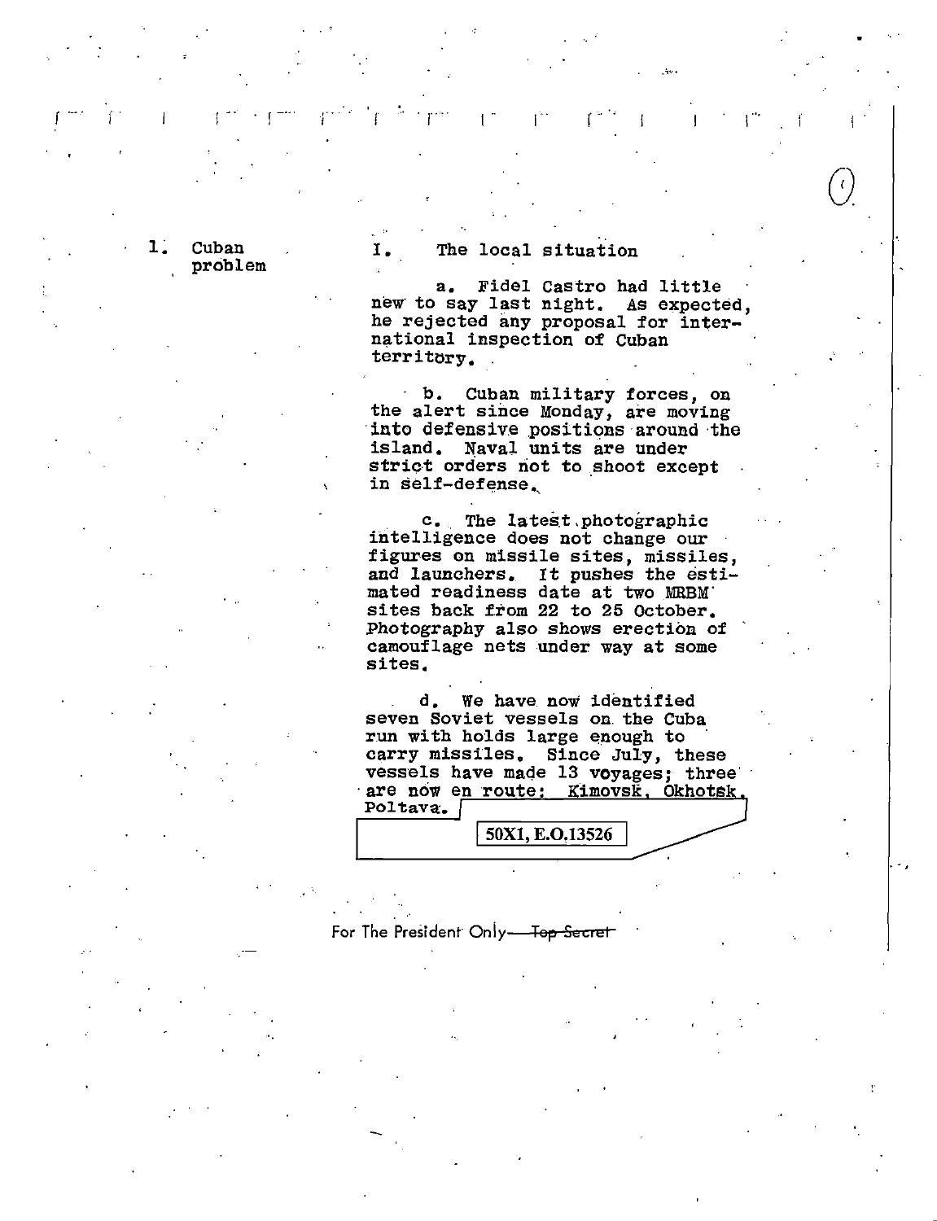1. Cuban problem

I. The local situation

a. Fidel Castro had little new to say last night. As expected, he rejected any proposal for international inspection of Cuban territory.

b. Cuban military forces, on the alert since Monday, are moving into defensive positions around the island. Naval units are under strict orders not to shoot except in self-defense.

c. The latest photographic intelligence does not change our figures on missile sites, missiles, and launchers. It pushes the estimated readiness date at two MRBM sites back from 22 to 25 October. Photography also shows erection of camouflage nets under way at some sites.

d. We have now identified seven Soviet vessels on the Cuba run with holds large enough to carry missiles. Since July, these vessels have made 13 voyages; three are now en route: Kimovsk, Okhotsk, Poltava.

50X1, E.O.13526

For The President Only—~~Top Secret~~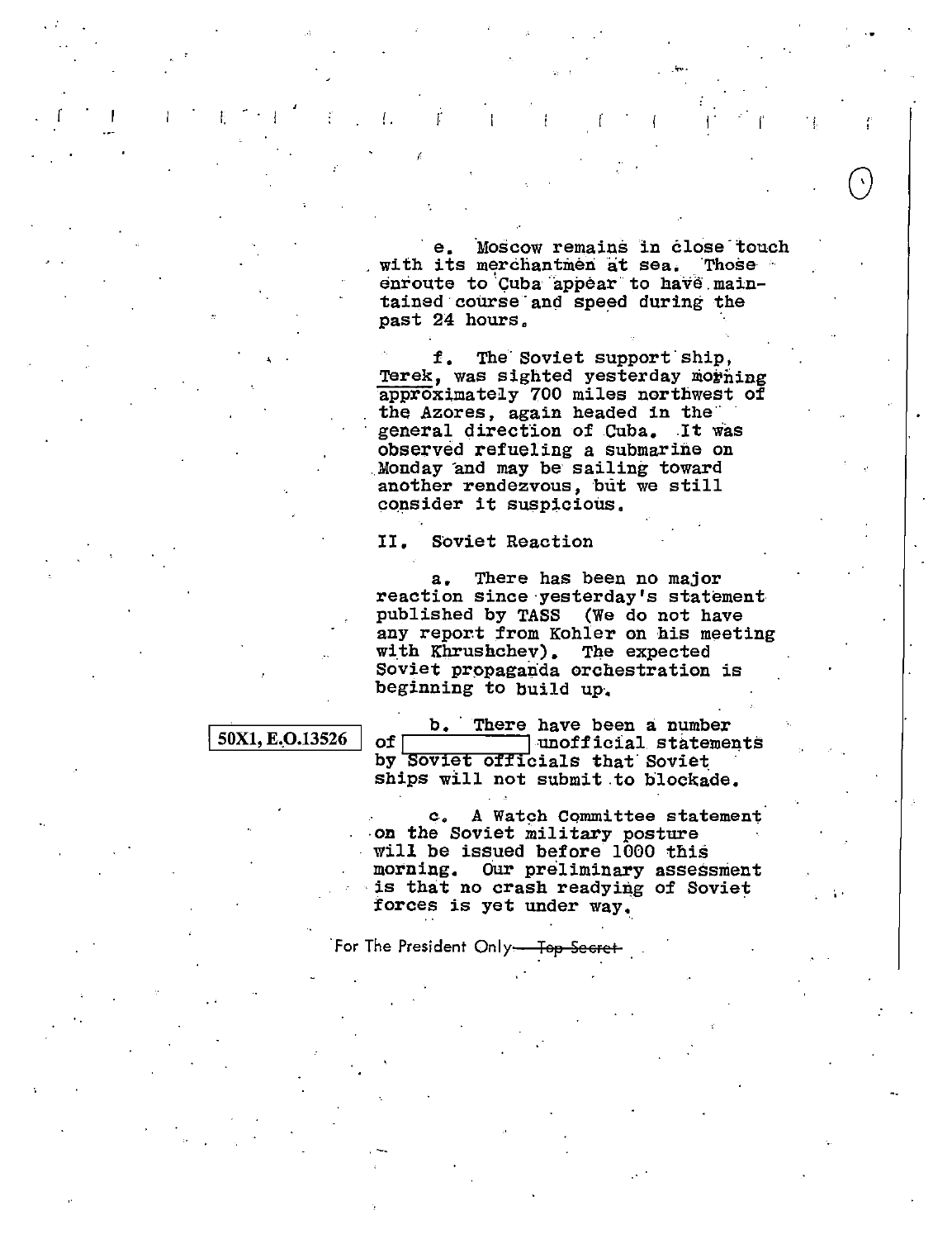e. Moscow remains in close touch with its merchantmen at sea. Those enroute to Cuba appear to have maintained course and speed during the past 24 hours.

f. The Soviet support ship, Terek, was sighted yesterday morning approximately 700 miles northwest of the Azores, again headed in the general direction of Cuba. It was observed refueling a submarine on Monday and may be sailing toward another rendezvous, but we still consider it suspicious.

II. Soviet Reaction

a. There has been no major reaction since yesterday's statement published by TASS (We do not have any report from Kohler on his meeting with Khrushchev). The expected Soviet propaganda orchestration is beginning to build up.

50X1, E.O.13526

b. There have been a number of [redacted] unofficial statements by Soviet officials that Soviet ships will not submit to blockade.

c. A Watch Committee statement on the Soviet military posture will be issued before 1000 this morning. Our preliminary assessment is that no crash readying of Soviet forces is yet under way.

For The President Only— ~~Top Secret~~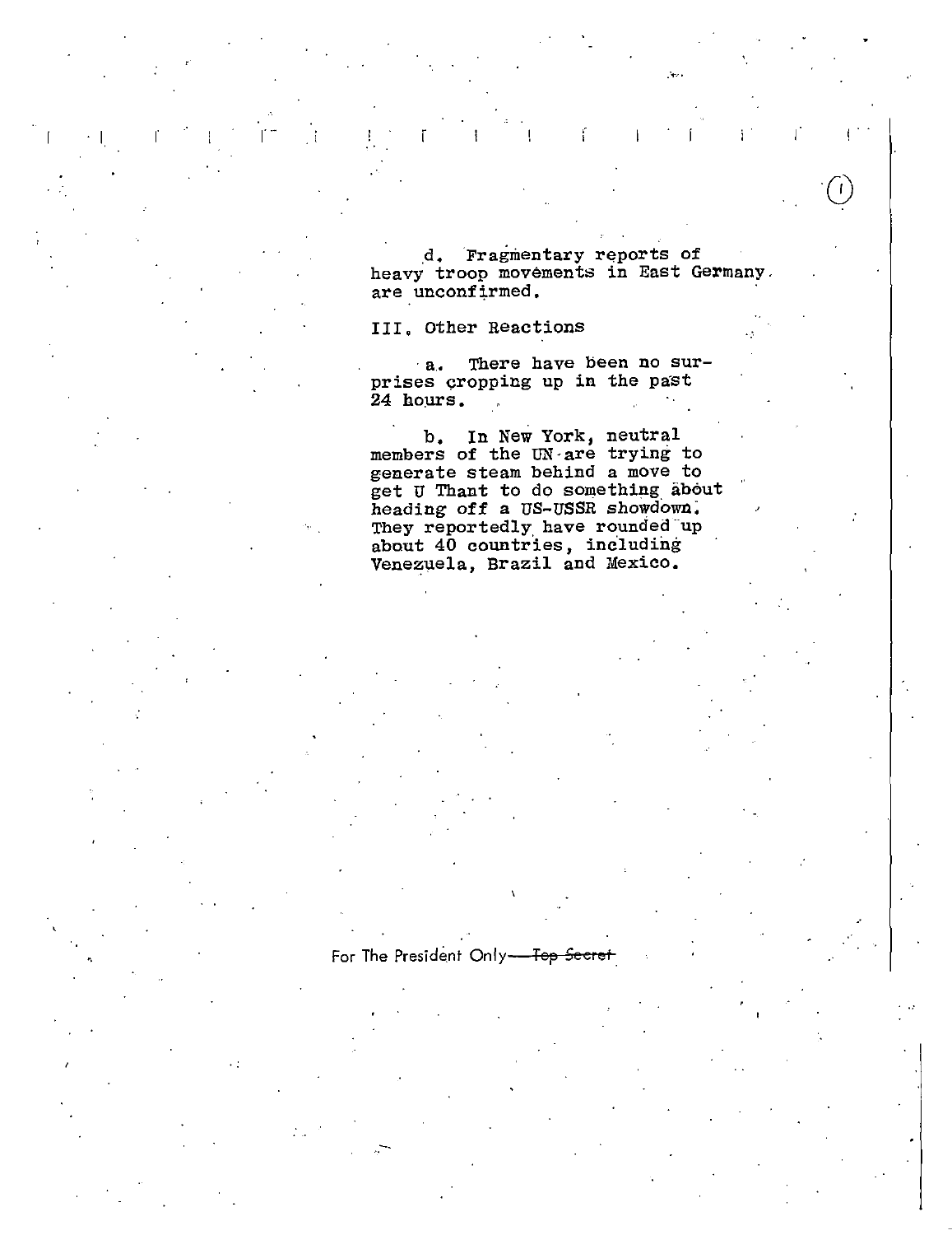d. Fragmentary reports of heavy troop movements in East Germany are unconfirmed.

III. Other Reactions

a. There have been no surprises cropping up in the past 24 hours.

b. In New York, neutral members of the UN are trying to generate steam behind a move to get U Thant to do something about heading off a US-USSR showdown. They reportedly have rounded up about 40 countries, including Venezuela, Brazil and Mexico.

For The President Only—~~Top Secret~~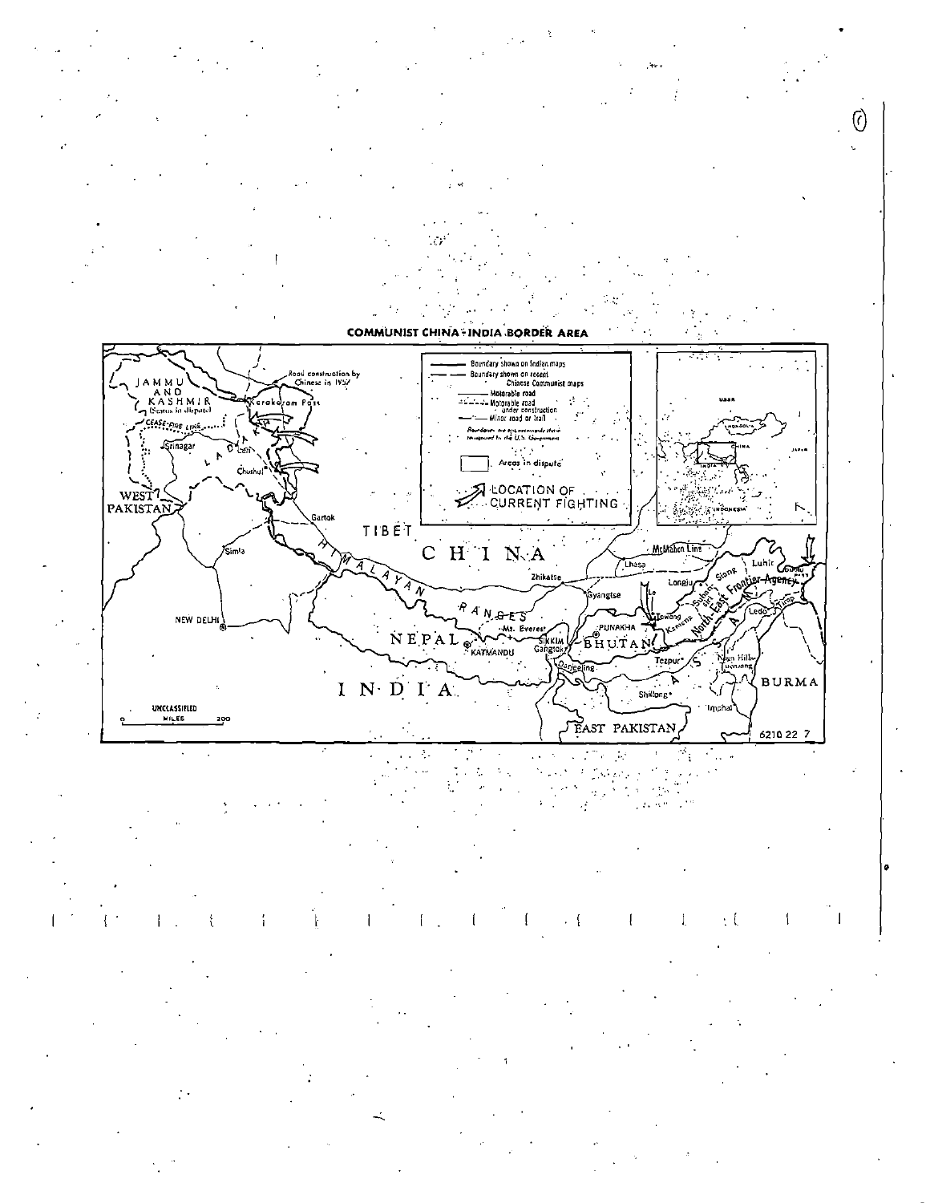COMMUNIST CHINA - INDIA BORDER AREA

Boundary shown on Indian maps

Boundary shown on recent Chinese Communist maps

Motorable road

Motorable road under construction

Minor road or trail

Boundary representation is not necessarily authoritative

Areas in dispute

LOCATION OF CURRENT FIGHTING

JAMMU AND KASHMIR (Status in dispute)

Road construction by Chinese in 1957

Karakoram Pass

CEASE-FIRE LINE

Srinagar

LADAKH

Leh

Chushul

WEST PAKISTAN

Gartok

TIBET

CHINA

Simla

HIMALAYAN RANGES

Zhikatse

Lhasa

McMahon Line

Gyangtse

Longju

Luhit

Siang

Subansiri

Kameng

North-East Frontier Agency

Towang

Le

PUNAKHA

BHUTAN

Ledo

Tirap

NEW DELHI

NEPAL

Mt. Everest

KATMANDU

SIKKIM

Gangtok

Darjeeling

Tezpur

ASSAM

Naga Hills Tuensang

INDIA

Shillong

Imphal

BURMA

EAST PAKISTAN

UNCLASSIFIED

MILES 0 200

USSR

MONGOLIA

CHINA

JAPAN

INDIA

INDONESIA

6210 22 7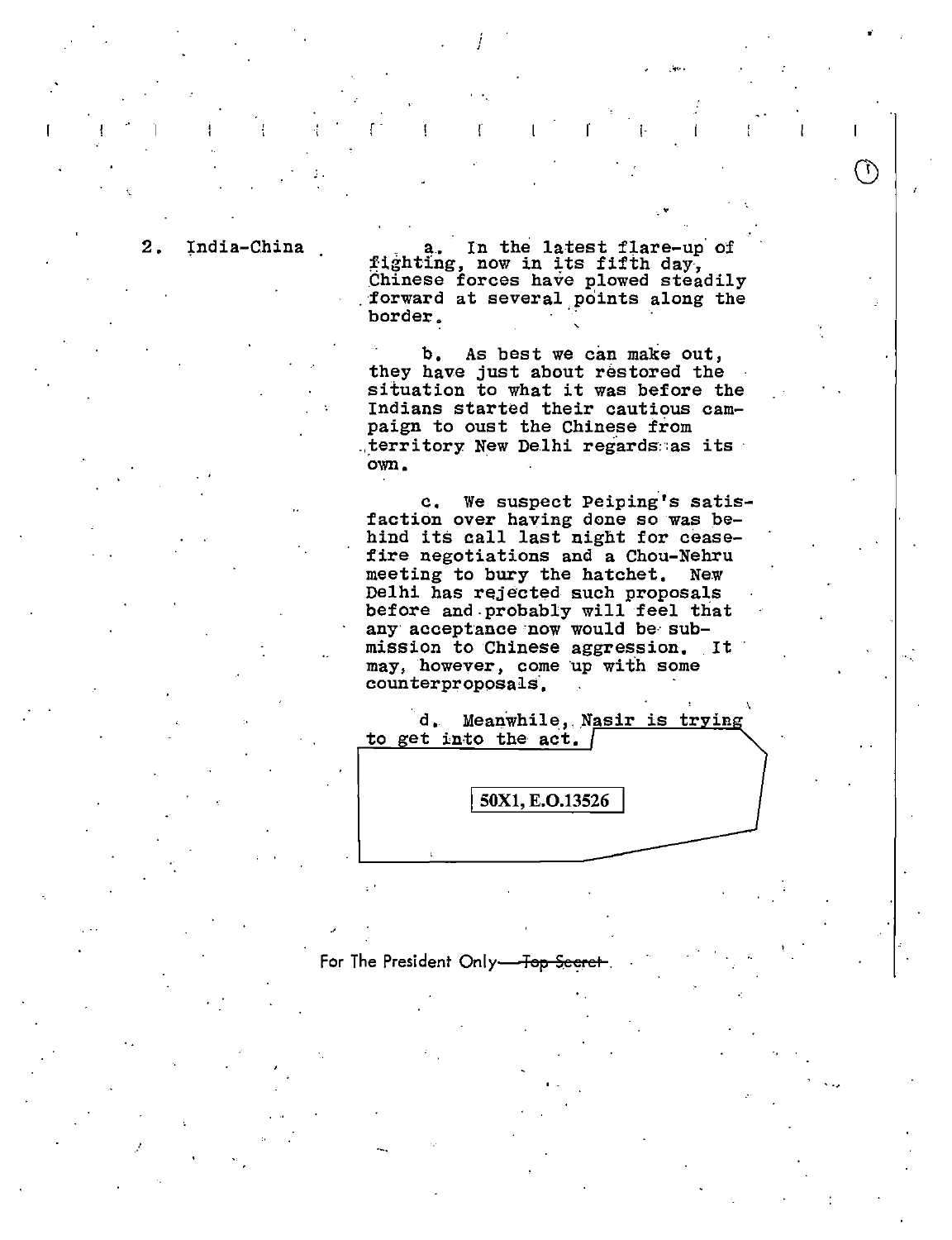2. India-China

a. In the latest flare-up of fighting, now in its fifth day, Chinese forces have plowed steadily forward at several points along the border.

b. As best we can make out, they have just about restored the situation to what it was before the Indians started their cautious campaign to oust the Chinese from territory New Delhi regards as its own.

c. We suspect Peiping's satisfaction over having done so was behind its call last night for cease-fire negotiations and a Chou-Nehru meeting to bury the hatchet. New Delhi has rejected such proposals before and probably will feel that any acceptance now would be submission to Chinese aggression. It may, however, come up with some counterproposals.

d. Meanwhile, Nasir is trying to get into the act.

50X1, E.O.13526

For The President Only—~~Top Secret~~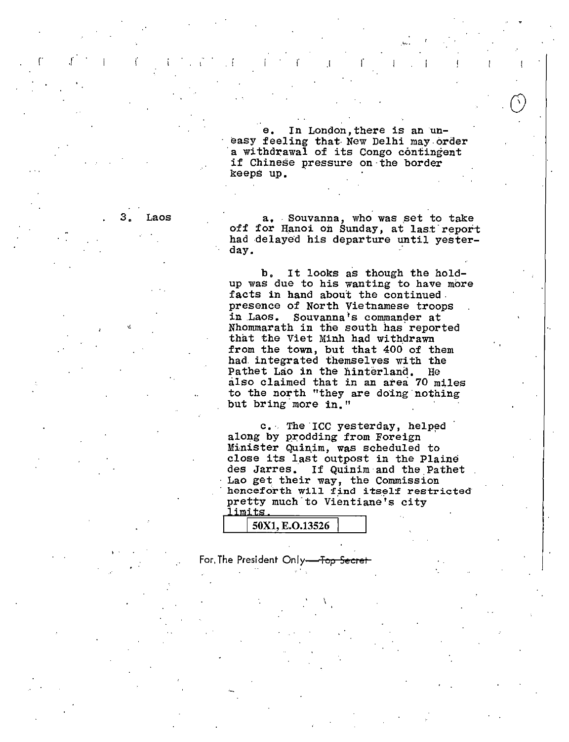e. In London, there is an uneasy feeling that New Delhi may order a withdrawal of its Congo contingent if Chinese pressure on the border keeps up.

3. Laos

a. Souvanna, who was set to take off for Hanoi on Sunday, at last report had delayed his departure until yesterday.

b. It looks as though the hold-up was due to his wanting to have more facts in hand about the continued presence of North Vietnamese troops in Laos. Souvanna's commander at Nhommarath in the south has reported that the Viet Minh had withdrawn from the town, but that 400 of them had integrated themselves with the Pathet Lao in the hinterland. He also claimed that in an area 70 miles to the north "they are doing nothing but bring more in."

c. The ICC yesterday, helped along by prodding from Foreign Minister Quinim, was scheduled to close its last outpost in the Plaine des Jarres. If Quinim and the Pathet Lao get their way, the Commission henceforth will find itself restricted pretty much to Vientiane's city limits.

50X1, E.O.13526

For The President Only — ~~Top Secret~~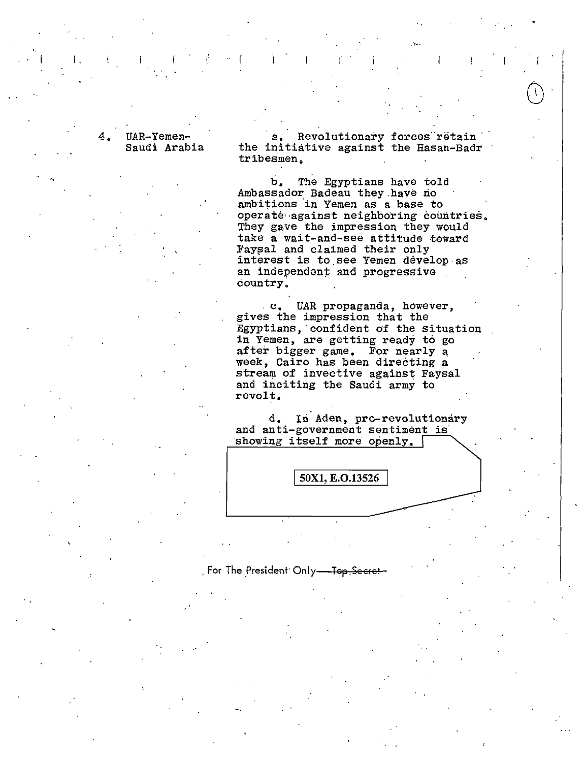4. UAR-Yemen-Saudi Arabia

a. Revolutionary forces retain the initiative against the Hasan-Badr tribesmen.

b. The Egyptians have told Ambassador Badeau they have no ambitions in Yemen as a base to operate against neighboring countries. They gave the impression they would take a wait-and-see attitude toward Faysal and claimed their only interest is to see Yemen develop as an independent and progressive country.

c. UAR propaganda, however, gives the impression that the Egyptians, confident of the situation in Yemen, are getting ready to go after bigger game. For nearly a week, Cairo has been directing a stream of invective against Faysal and inciting the Saudi army to revolt.

d. In Aden, pro-revolutionary and anti-government sentiment is showing itself more openly.

50X1, E.O.13526

For The President Only ~~Top Secret~~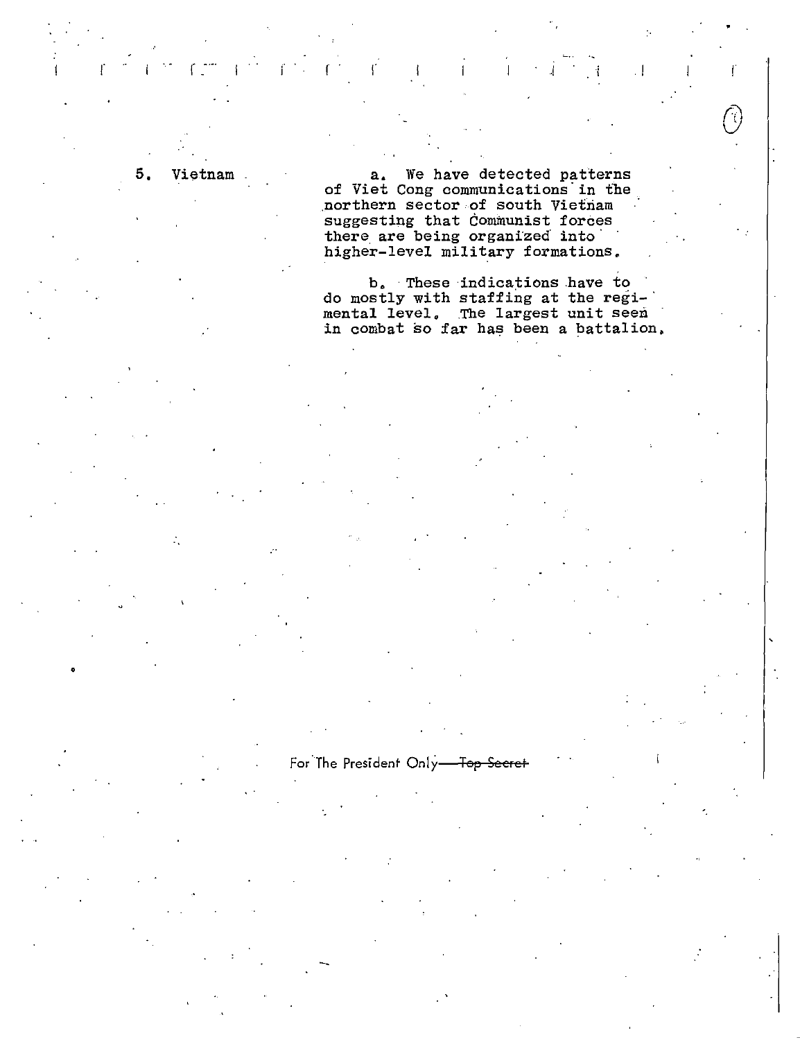5. Vietnam

a. We have detected patterns of Viet Cong communications in the northern sector of south Vietnam suggesting that Communist forces there are being organized into higher-level military formations.

b. These indications have to do mostly with staffing at the regimental level. The largest unit seen in combat so far has been a battalion.

For The President Only—~~Top Secret~~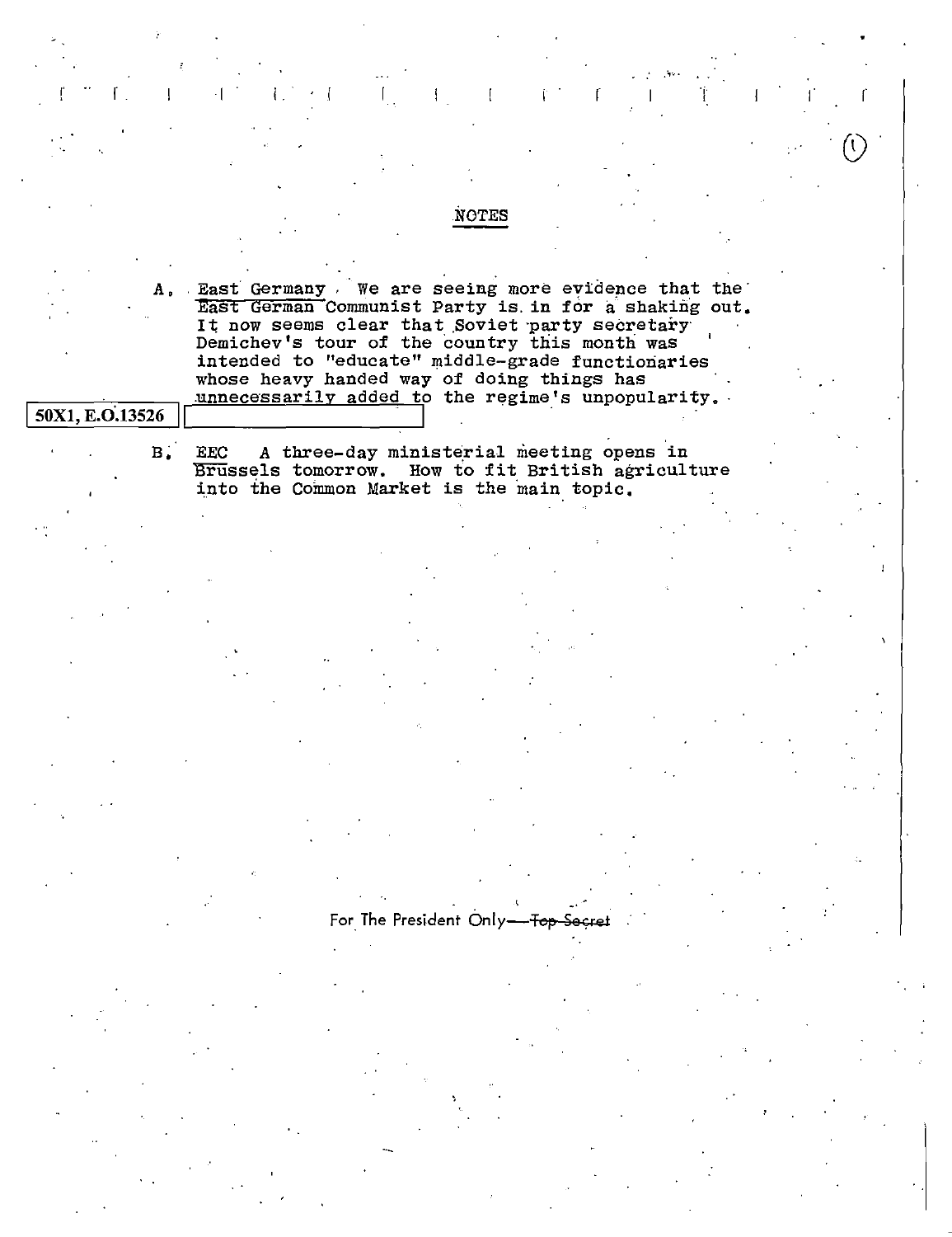## NOTES

A. East Germany. We are seeing more evidence that the East German Communist Party is in for a shaking out. It now seems clear that Soviet party secretary Demichev's tour of the country this month was intended to "educate" middle-grade functionaries whose heavy handed way of doing things has unnecessarily added to the regime's unpopularity.

50X1, E.O.13526

B. EEC A three-day ministerial meeting opens in Brussels tomorrow. How to fit British agriculture into the Common Market is the main topic.

For The President Only—~~Top Secret~~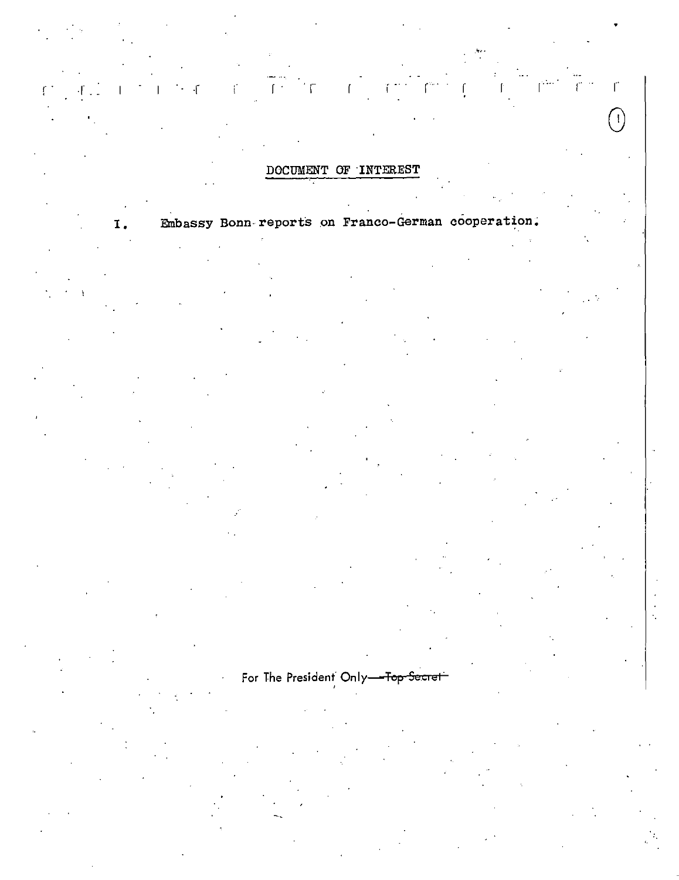## DOCUMENT OF INTEREST

I. Embassy Bonn reports on Franco-German cooperation.

For The President Only—~~Top Secret~~